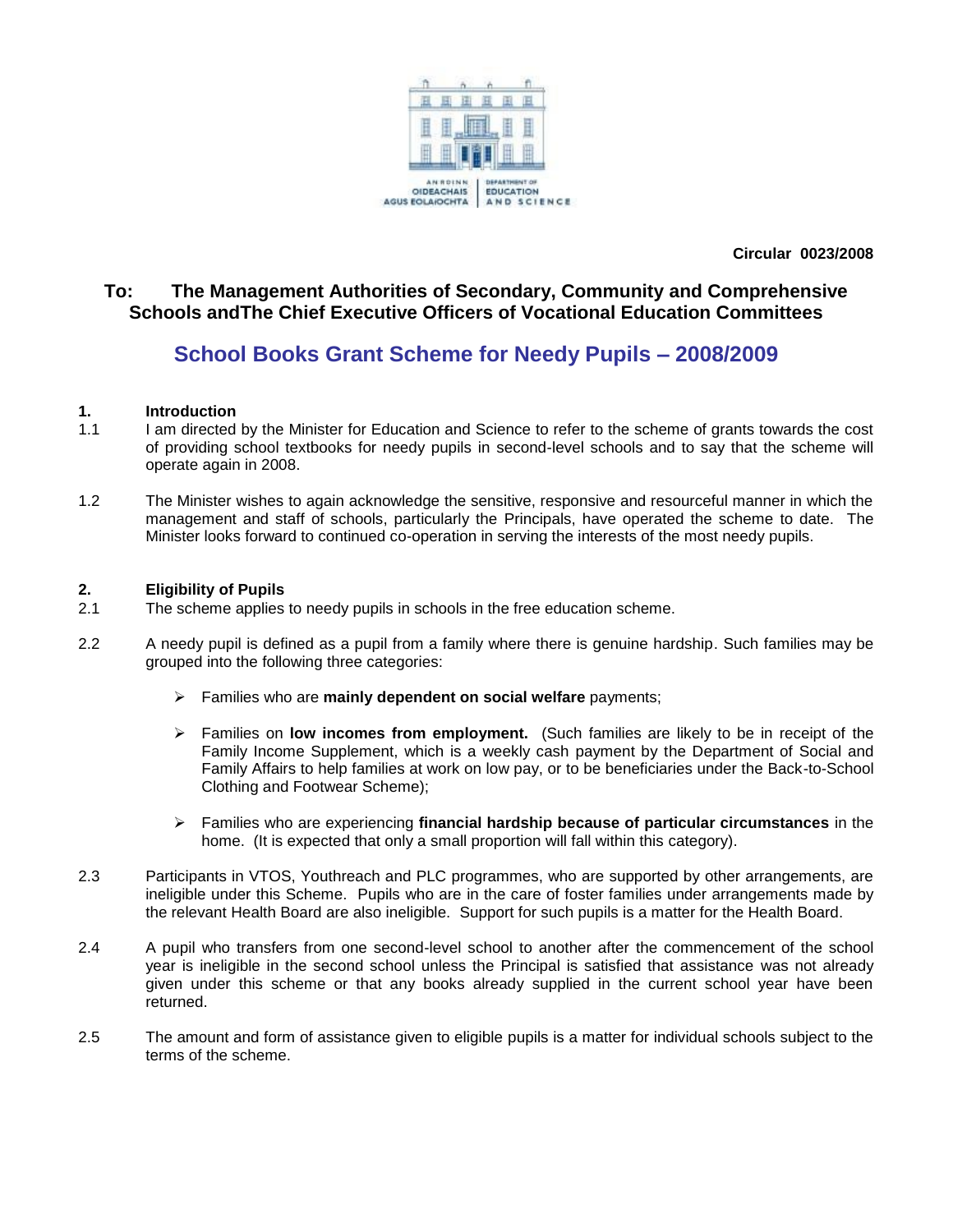AN ROINN OIDEACHAIS AGUS EOLAÍOCHTA | DEPARTMENT OF EDUCATION AND SCIENCE

**Circular 0023/2008**

**To: The Management Authorities of Secondary, Community and Comprehensive Schools andThe Chief Executive Officers of Vocational Education Committees**

# School Books Grant Scheme for Needy Pupils – 2008/2009

## 1. Introduction

1.1 I am directed by the Minister for Education and Science to refer to the scheme of grants towards the cost of providing school textbooks for needy pupils in second-level schools and to say that the scheme will operate again in 2008.

1.2 The Minister wishes to again acknowledge the sensitive, responsive and resourceful manner in which the management and staff of schools, particularly the Principals, have operated the scheme to date. The Minister looks forward to continued co-operation in serving the interests of the most needy pupils.

## 2. Eligibility of Pupils

2.1 The scheme applies to needy pupils in schools in the free education scheme.

2.2 A needy pupil is defined as a pupil from a family where there is genuine hardship. Such families may be grouped into the following three categories:

- Families who are **mainly dependent on social welfare** payments;
- Families on **low incomes from employment.** (Such families are likely to be in receipt of the Family Income Supplement, which is a weekly cash payment by the Department of Social and Family Affairs to help families at work on low pay, or to be beneficiaries under the Back-to-School Clothing and Footwear Scheme);
- Families who are experiencing **financial hardship because of particular circumstances** in the home. (It is expected that only a small proportion will fall within this category).

2.3 Participants in VTOS, Youthreach and PLC programmes, who are supported by other arrangements, are ineligible under this Scheme. Pupils who are in the care of foster families under arrangements made by the relevant Health Board are also ineligible. Support for such pupils is a matter for the Health Board.

2.4 A pupil who transfers from one second-level school to another after the commencement of the school year is ineligible in the second school unless the Principal is satisfied that assistance was not already given under this scheme or that any books already supplied in the current school year have been returned.

2.5 The amount and form of assistance given to eligible pupils is a matter for individual schools subject to the terms of the scheme.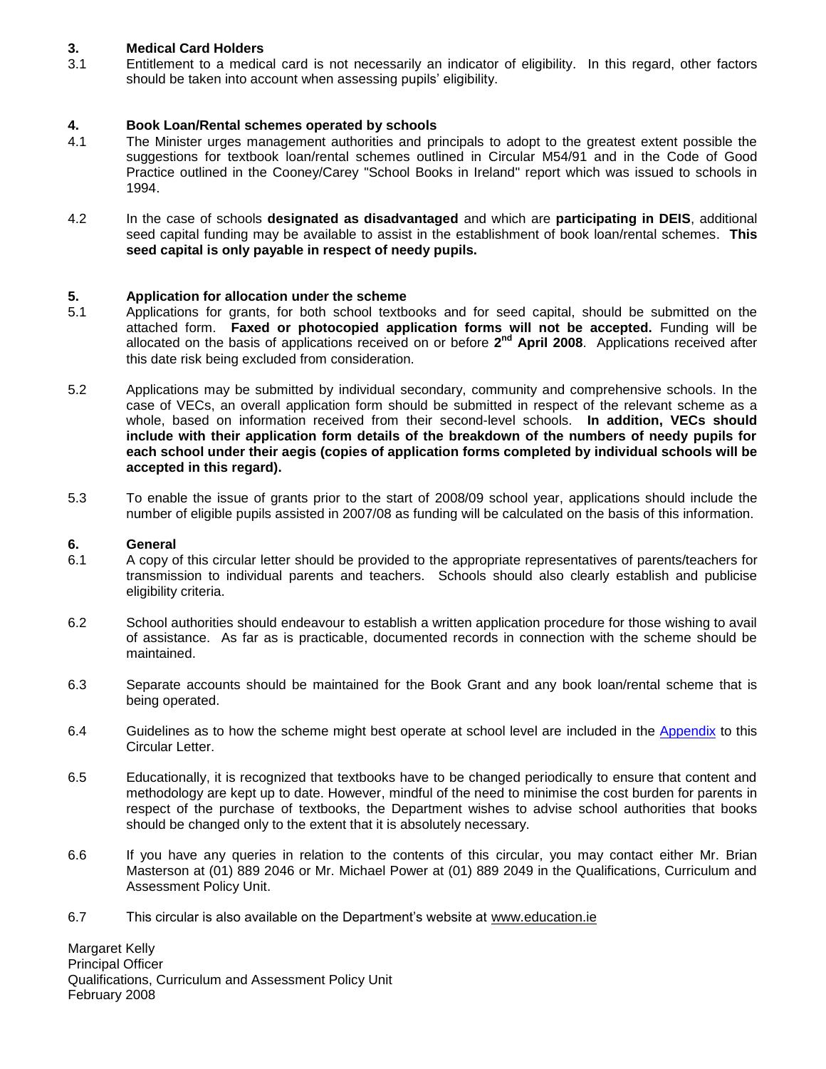## 3. Medical Card Holders

3.1 Entitlement to a medical card is not necessarily an indicator of eligibility. In this regard, other factors should be taken into account when assessing pupils' eligibility.

## 4. Book Loan/Rental schemes operated by schools

4.1 The Minister urges management authorities and principals to adopt to the greatest extent possible the suggestions for textbook loan/rental schemes outlined in Circular M54/91 and in the Code of Good Practice outlined in the Cooney/Carey "School Books in Ireland" report which was issued to schools in 1994.

4.2 In the case of schools **designated as disadvantaged** and which are **participating in DEIS**, additional seed capital funding may be available to assist in the establishment of book loan/rental schemes. **This seed capital is only payable in respect of needy pupils.**

## 5. Application for allocation under the scheme

5.1 Applications for grants, for both school textbooks and for seed capital, should be submitted on the attached form. **Faxed or photocopied application forms will not be accepted.** Funding will be allocated on the basis of applications received on or before **2nd April 2008**. Applications received after this date risk being excluded from consideration.

5.2 Applications may be submitted by individual secondary, community and comprehensive schools. In the case of VECs, an overall application form should be submitted in respect of the relevant scheme as a whole, based on information received from their second-level schools. **In addition, VECs should include with their application form details of the breakdown of the numbers of needy pupils for each school under their aegis (copies of application forms completed by individual schools will be accepted in this regard).**

5.3 To enable the issue of grants prior to the start of 2008/09 school year, applications should include the number of eligible pupils assisted in 2007/08 as funding will be calculated on the basis of this information.

## 6. General

6.1 A copy of this circular letter should be provided to the appropriate representatives of parents/teachers for transmission to individual parents and teachers. Schools should also clearly establish and publicise eligibility criteria.

6.2 School authorities should endeavour to establish a written application procedure for those wishing to avail of assistance. As far as is practicable, documented records in connection with the scheme should be maintained.

6.3 Separate accounts should be maintained for the Book Grant and any book loan/rental scheme that is being operated.

6.4 Guidelines as to how the scheme might best operate at school level are included in the Appendix to this Circular Letter.

6.5 Educationally, it is recognized that textbooks have to be changed periodically to ensure that content and methodology are kept up to date. However, mindful of the need to minimise the cost burden for parents in respect of the purchase of textbooks, the Department wishes to advise school authorities that books should be changed only to the extent that it is absolutely necessary.

6.6 If you have any queries in relation to the contents of this circular, you may contact either Mr. Brian Masterson at (01) 889 2046 or Mr. Michael Power at (01) 889 2049 in the Qualifications, Curriculum and Assessment Policy Unit.

6.7 This circular is also available on the Department's website at www.education.ie

Margaret Kelly
Principal Officer
Qualifications, Curriculum and Assessment Policy Unit
February 2008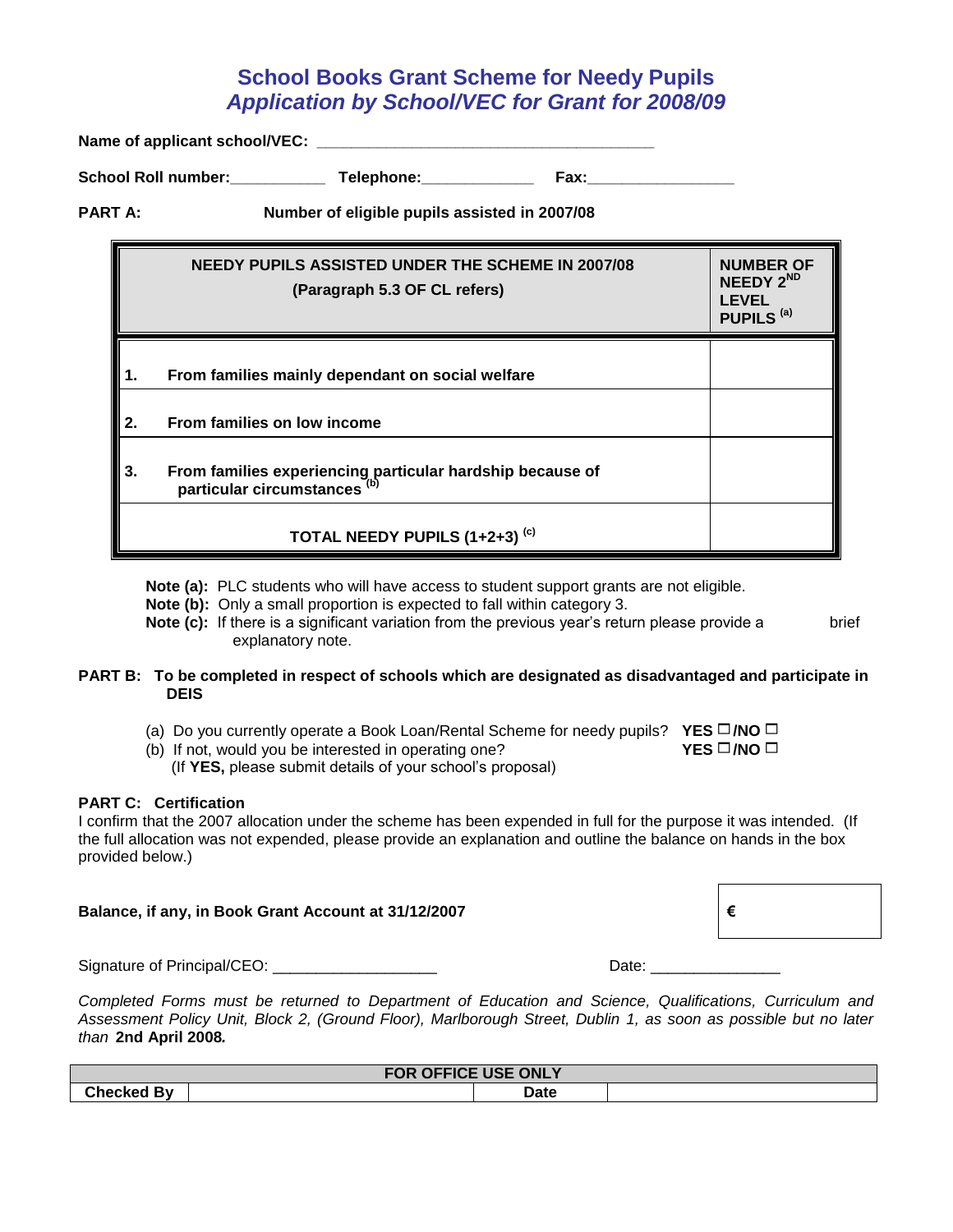# School Books Grant Scheme for Needy Pupils
## *Application by School/VEC for Grant for 2008/09*

**Name of applicant school/VEC:** ________________________________________

**School Roll number:**___________ **Telephone:**_____________ **Fax:**_________________

**PART A:** **Number of eligible pupils assisted in 2007/08**

| NEEDY PUPILS ASSISTED UNDER THE SCHEME IN 2007/08 (Paragraph 5.3 OF CL refers) | NUMBER OF NEEDY 2ND LEVEL PUPILS [a] |
|---|---|
| **1. From families mainly dependant on social welfare** | |
| **2. From families on low income** | |
| **3. From families experiencing particular hardship because of particular circumstances** [b] | |
| **TOTAL NEEDY PUPILS (1+2+3)** [c] | |

**Note (a):** PLC students who will have access to student support grants are not eligible.
**Note (b):** Only a small proportion is expected to fall within category 3.
**Note (c):** If there is a significant variation from the previous year's return please provide a brief explanatory note.

**PART B: To be completed in respect of schools which are designated as disadvantaged and participate in DEIS**

(a) Do you currently operate a Book Loan/Rental Scheme for needy pupils? **YES** ☐ **/NO** ☐
(b) If not, would you be interested in operating one? **YES** ☐ **/NO** ☐
(If **YES,** please submit details of your school's proposal)

**PART C: Certification**

I confirm that the 2007 allocation under the scheme has been expended in full for the purpose it was intended. (If the full allocation was not expended, please provide an explanation and outline the balance on hands in the box provided below.)

**Balance, if any, in Book Grant Account at 31/12/2007** | **€** |

Signature of Principal/CEO: ___________________ Date: _______________

*Completed Forms must be returned to Department of Education and Science, Qualifications, Curriculum and Assessment Policy Unit, Block 2, (Ground Floor), Marlborough Street, Dublin 1, as soon as possible but no later than* **2nd April 2008.**

| FOR OFFICE USE ONLY | | | |
|---|---|---|---|
| **Checked By** | | **Date** | |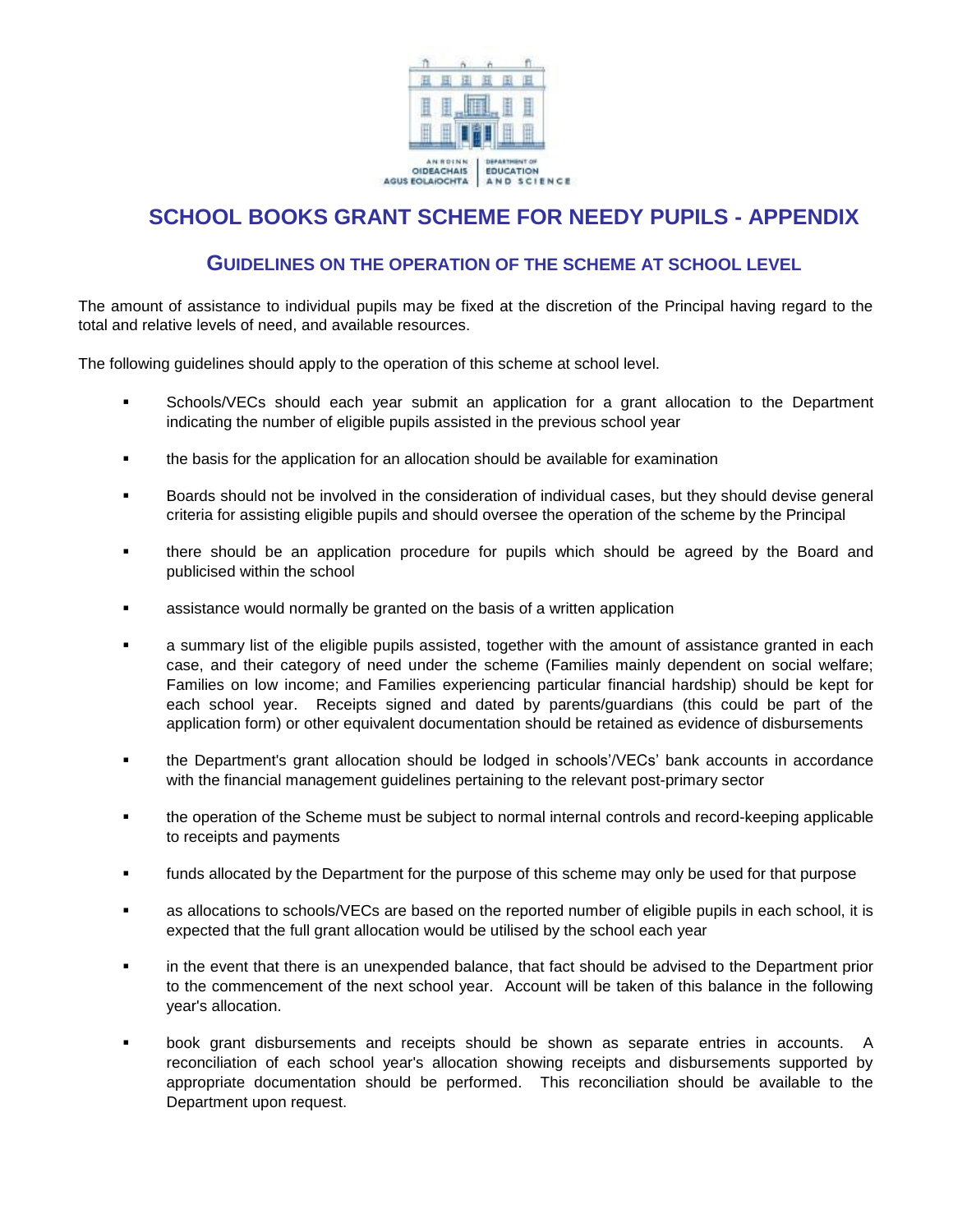AN ROINN OIDEACHAIS AGUS EOLAÍOCHTA | DEPARTMENT OF EDUCATION AND SCIENCE

# SCHOOL BOOKS GRANT SCHEME FOR NEEDY PUPILS - APPENDIX

## GUIDELINES ON THE OPERATION OF THE SCHEME AT SCHOOL LEVEL

The amount of assistance to individual pupils may be fixed at the discretion of the Principal having regard to the total and relative levels of need, and available resources.

The following guidelines should apply to the operation of this scheme at school level.

- Schools/VECs should each year submit an application for a grant allocation to the Department indicating the number of eligible pupils assisted in the previous school year
- the basis for the application for an allocation should be available for examination
- Boards should not be involved in the consideration of individual cases, but they should devise general criteria for assisting eligible pupils and should oversee the operation of the scheme by the Principal
- there should be an application procedure for pupils which should be agreed by the Board and publicised within the school
- assistance would normally be granted on the basis of a written application
- a summary list of the eligible pupils assisted, together with the amount of assistance granted in each case, and their category of need under the scheme (Families mainly dependent on social welfare; Families on low income; and Families experiencing particular financial hardship) should be kept for each school year. Receipts signed and dated by parents/guardians (this could be part of the application form) or other equivalent documentation should be retained as evidence of disbursements
- the Department's grant allocation should be lodged in schools'/VECs' bank accounts in accordance with the financial management guidelines pertaining to the relevant post-primary sector
- the operation of the Scheme must be subject to normal internal controls and record-keeping applicable to receipts and payments
- funds allocated by the Department for the purpose of this scheme may only be used for that purpose
- as allocations to schools/VECs are based on the reported number of eligible pupils in each school, it is expected that the full grant allocation would be utilised by the school each year
- in the event that there is an unexpended balance, that fact should be advised to the Department prior to the commencement of the next school year. Account will be taken of this balance in the following year's allocation.
- book grant disbursements and receipts should be shown as separate entries in accounts. A reconciliation of each school year's allocation showing receipts and disbursements supported by appropriate documentation should be performed. This reconciliation should be available to the Department upon request.